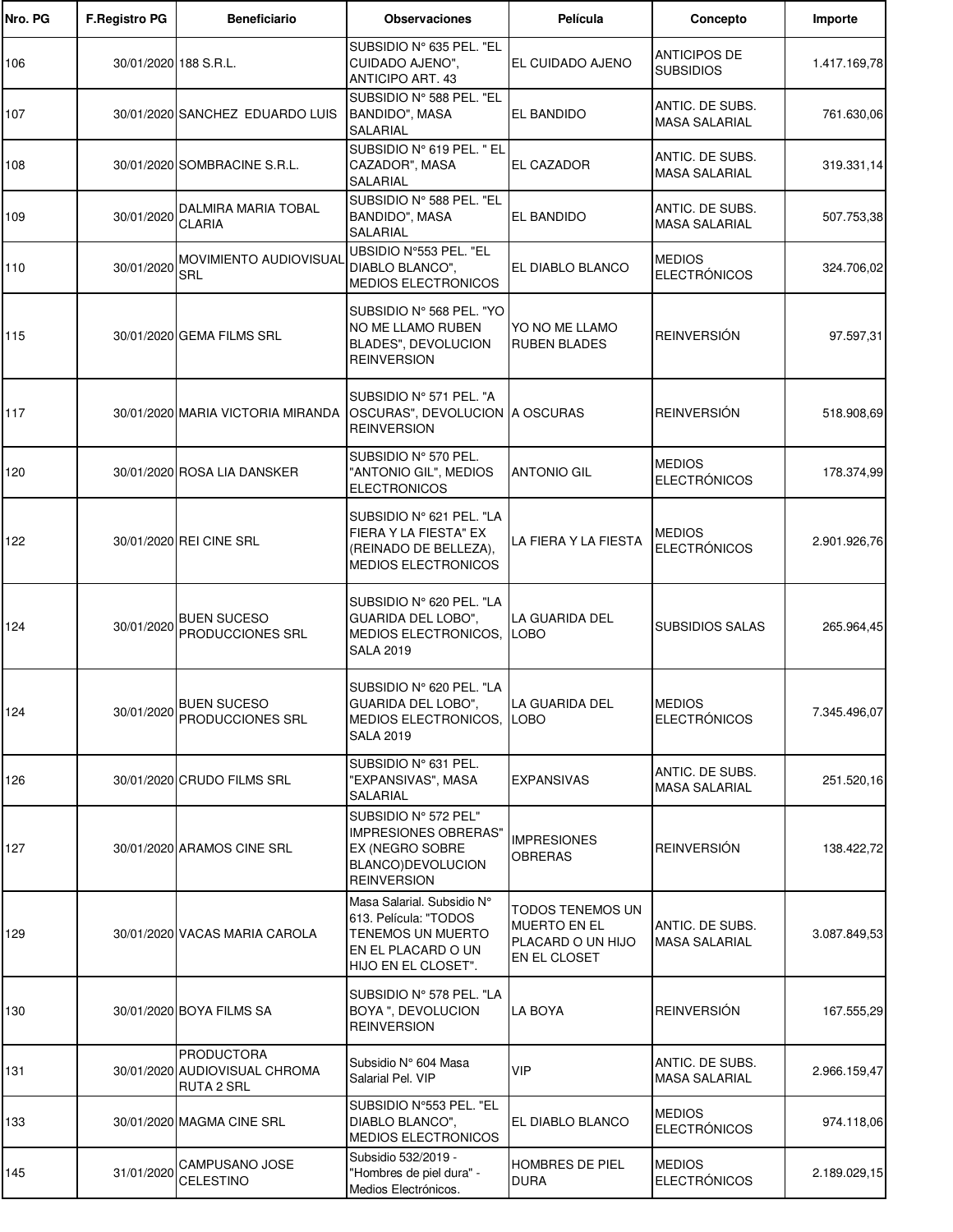| Nro. PG | F.Registro PG | Beneficiario | Observaciones | Película | Concepto | Importe |
|---|---|---|---|---|---|---|
| 106 | 30/01/2020 | 188 S.R.L. | SUBSIDIO N° 635 PEL. "EL CUIDADO AJENO", ANTICIPO ART. 43 | EL CUIDADO AJENO | ANTICIPOS DE SUBSIDIOS | 1.417.169,78 |
| 107 | 30/01/2020 | SANCHEZ EDUARDO LUIS | SUBSIDIO N° 588 PEL. "EL BANDIDO", MASA SALARIAL | EL BANDIDO | ANTIC. DE SUBS. MASA SALARIAL | 761.630,06 |
| 108 | 30/01/2020 | SOMBRACINE S.R.L. | SUBSIDIO N° 619 PEL. " EL CAZADOR", MASA SALARIAL | EL CAZADOR | ANTIC. DE SUBS. MASA SALARIAL | 319.331,14 |
| 109 | 30/01/2020 | DALMIRA MARIA TOBAL CLARIA | SUBSIDIO N° 588 PEL. "EL BANDIDO", MASA SALARIAL | EL BANDIDO | ANTIC. DE SUBS. MASA SALARIAL | 507.753,38 |
| 110 | 30/01/2020 | MOVIMIENTO AUDIOVISUAL SRL | UBSIDIO N°553 PEL. "EL DIABLO BLANCO", MEDIOS ELECTRONICOS | EL DIABLO BLANCO | MEDIOS ELECTRÓNICOS | 324.706,02 |
| 115 | 30/01/2020 | GEMA FILMS SRL | SUBSIDIO N° 568 PEL. "YO NO ME LLAMO RUBEN BLADES", DEVOLUCION REINVERSION | YO NO ME LLAMO RUBEN BLADES | REINVERSIÓN | 97.597,31 |
| 117 | 30/01/2020 | MARIA VICTORIA MIRANDA | SUBSIDIO N° 571 PEL. "A OSCURAS", DEVOLUCION REINVERSION | A OSCURAS | REINVERSIÓN | 518.908,69 |
| 120 | 30/01/2020 | ROSA LIA DANSKER | SUBSIDIO N° 570 PEL. "ANTONIO GIL", MEDIOS ELECTRONICOS | ANTONIO GIL | MEDIOS ELECTRÓNICOS | 178.374,99 |
| 122 | 30/01/2020 | REI CINE SRL | SUBSIDIO N° 621 PEL. "LA FIERA Y LA FIESTA" EX (REINADO DE BELLEZA), MEDIOS ELECTRONICOS | LA FIERA Y LA FIESTA | MEDIOS ELECTRÓNICOS | 2.901.926,76 |
| 124 | 30/01/2020 | BUEN SUCESO PRODUCCIONES SRL | SUBSIDIO N° 620 PEL. "LA GUARIDA DEL LOBO", MEDIOS ELECTRONICOS, SALA 2019 | LA GUARIDA DEL LOBO | SUBSIDIOS SALAS | 265.964,45 |
| 124 | 30/01/2020 | BUEN SUCESO PRODUCCIONES SRL | SUBSIDIO N° 620 PEL. "LA GUARIDA DEL LOBO", MEDIOS ELECTRONICOS, SALA 2019 | LA GUARIDA DEL LOBO | MEDIOS ELECTRÓNICOS | 7.345.496,07 |
| 126 | 30/01/2020 | CRUDO FILMS SRL | SUBSIDIO N° 631 PEL. "EXPANSIVAS", MASA SALARIAL | EXPANSIVAS | ANTIC. DE SUBS. MASA SALARIAL | 251.520,16 |
| 127 | 30/01/2020 | ARAMOS CINE SRL | SUBSIDIO N° 572 PEL" IMPRESIONES OBRERAS" EX (NEGRO SOBRE BLANCO)DEVOLUCION REINVERSION | IMPRESIONES OBRERAS | REINVERSIÓN | 138.422,72 |
| 129 | 30/01/2020 | VACAS MARIA CAROLA | Masa Salarial. Subsidio N° 613. Película: "TODOS TENEMOS UN MUERTO EN EL PLACARD O UN HIJO EN EL CLOSET". | TODOS TENEMOS UN MUERTO EN EL PLACARD O UN HIJO EN EL CLOSET | ANTIC. DE SUBS. MASA SALARIAL | 3.087.849,53 |
| 130 | 30/01/2020 | BOYA FILMS SA | SUBSIDIO N° 578 PEL. "LA BOYA ", DEVOLUCION REINVERSION | LA BOYA | REINVERSIÓN | 167.555,29 |
| 131 | 30/01/2020 | PRODUCTORA AUDIOVISUAL CHROMA RUTA 2 SRL | Subsidio N° 604 Masa Salarial Pel. VIP | VIP | ANTIC. DE SUBS. MASA SALARIAL | 2.966.159,47 |
| 133 | 30/01/2020 | MAGMA CINE SRL | SUBSIDIO N°553 PEL. "EL DIABLO BLANCO", MEDIOS ELECTRONICOS | EL DIABLO BLANCO | MEDIOS ELECTRÓNICOS | 974.118,06 |
| 145 | 31/01/2020 | CAMPUSANO JOSE CELESTINO | Subsidio 532/2019 - "Hombres de piel dura" - Medios Electrónicos. | HOMBRES DE PIEL DURA | MEDIOS ELECTRÓNICOS | 2.189.029,15 |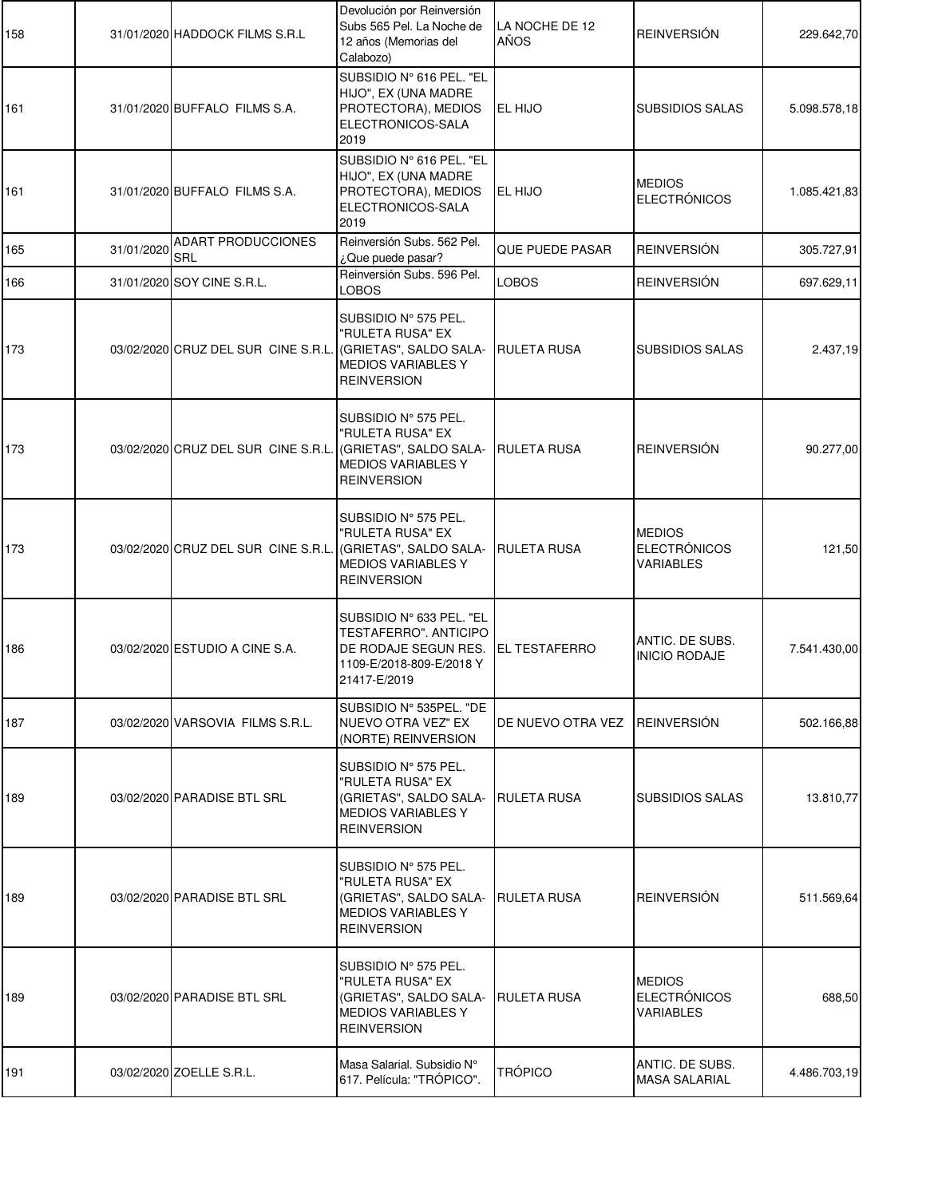| | | | | | | |
|---|---|---|---|---|---|---|
| 158 | 31/01/2020 | HADDOCK FILMS S.R.L | Devolución por Reinversión Subs 565 Pel. La Noche de 12 años (Memorias del Calabozo) | LA NOCHE DE 12 AÑOS | REINVERSIÓN | 229.642,70 |
| 161 | 31/01/2020 | BUFFALO FILMS S.A. | SUBSIDIO N° 616 PEL. "EL HIJO", EX (UNA MADRE PROTECTORA), MEDIOS ELECTRONICOS-SALA 2019 | EL HIJO | SUBSIDIOS SALAS | 5.098.578,18 |
| 161 | 31/01/2020 | BUFFALO FILMS S.A. | SUBSIDIO N° 616 PEL. "EL HIJO", EX (UNA MADRE PROTECTORA), MEDIOS ELECTRONICOS-SALA 2019 | EL HIJO | MEDIOS ELECTRÓNICOS | 1.085.421,83 |
| 165 | 31/01/2020 | ADART PRODUCCIONES SRL | Reinversión Subs. 562 Pel. ¿Que puede pasar? | QUE PUEDE PASAR | REINVERSIÓN | 305.727,91 |
| 166 | 31/01/2020 | SOY CINE S.R.L. | Reinversión Subs. 596 Pel. LOBOS | LOBOS | REINVERSIÓN | 697.629,11 |
| 173 | 03/02/2020 | CRUZ DEL SUR CINE S.R.L. | SUBSIDIO N° 575 PEL. "RULETA RUSA" EX (GRIETAS", SALDO SALA-MEDIOS VARIABLES Y REINVERSION | RULETA RUSA | SUBSIDIOS SALAS | 2.437,19 |
| 173 | 03/02/2020 | CRUZ DEL SUR CINE S.R.L. | SUBSIDIO N° 575 PEL. "RULETA RUSA" EX (GRIETAS", SALDO SALA-MEDIOS VARIABLES Y REINVERSION | RULETA RUSA | REINVERSIÓN | 90.277,00 |
| 173 | 03/02/2020 | CRUZ DEL SUR CINE S.R.L. | SUBSIDIO N° 575 PEL. "RULETA RUSA" EX (GRIETAS", SALDO SALA-MEDIOS VARIABLES Y REINVERSION | RULETA RUSA | MEDIOS ELECTRÓNICOS VARIABLES | 121,50 |
| 186 | 03/02/2020 | ESTUDIO A CINE S.A. | SUBSIDIO N° 633 PEL. "EL TESTAFERRO". ANTICIPO DE RODAJE SEGUN RES. 1109-E/2018-809-E/2018 Y 21417-E/2019 | EL TESTAFERRO | ANTIC. DE SUBS. INICIO RODAJE | 7.541.430,00 |
| 187 | 03/02/2020 | VARSOVIA FILMS S.R.L. | SUBSIDIO N° 535PEL. "DE NUEVO OTRA VEZ" EX (NORTE) REINVERSION | DE NUEVO OTRA VEZ | REINVERSIÓN | 502.166,88 |
| 189 | 03/02/2020 | PARADISE BTL SRL | SUBSIDIO N° 575 PEL. "RULETA RUSA" EX (GRIETAS", SALDO SALA-MEDIOS VARIABLES Y REINVERSION | RULETA RUSA | SUBSIDIOS SALAS | 13.810,77 |
| 189 | 03/02/2020 | PARADISE BTL SRL | SUBSIDIO N° 575 PEL. "RULETA RUSA" EX (GRIETAS", SALDO SALA-MEDIOS VARIABLES Y REINVERSION | RULETA RUSA | REINVERSIÓN | 511.569,64 |
| 189 | 03/02/2020 | PARADISE BTL SRL | SUBSIDIO N° 575 PEL. "RULETA RUSA" EX (GRIETAS", SALDO SALA-MEDIOS VARIABLES Y REINVERSION | RULETA RUSA | MEDIOS ELECTRÓNICOS VARIABLES | 688,50 |
| 191 | 03/02/2020 | ZOELLE S.R.L. | Masa Salarial. Subsidio N° 617. Película: "TRÓPICO". | TRÓPICO | ANTIC. DE SUBS. MASA SALARIAL | 4.486.703,19 |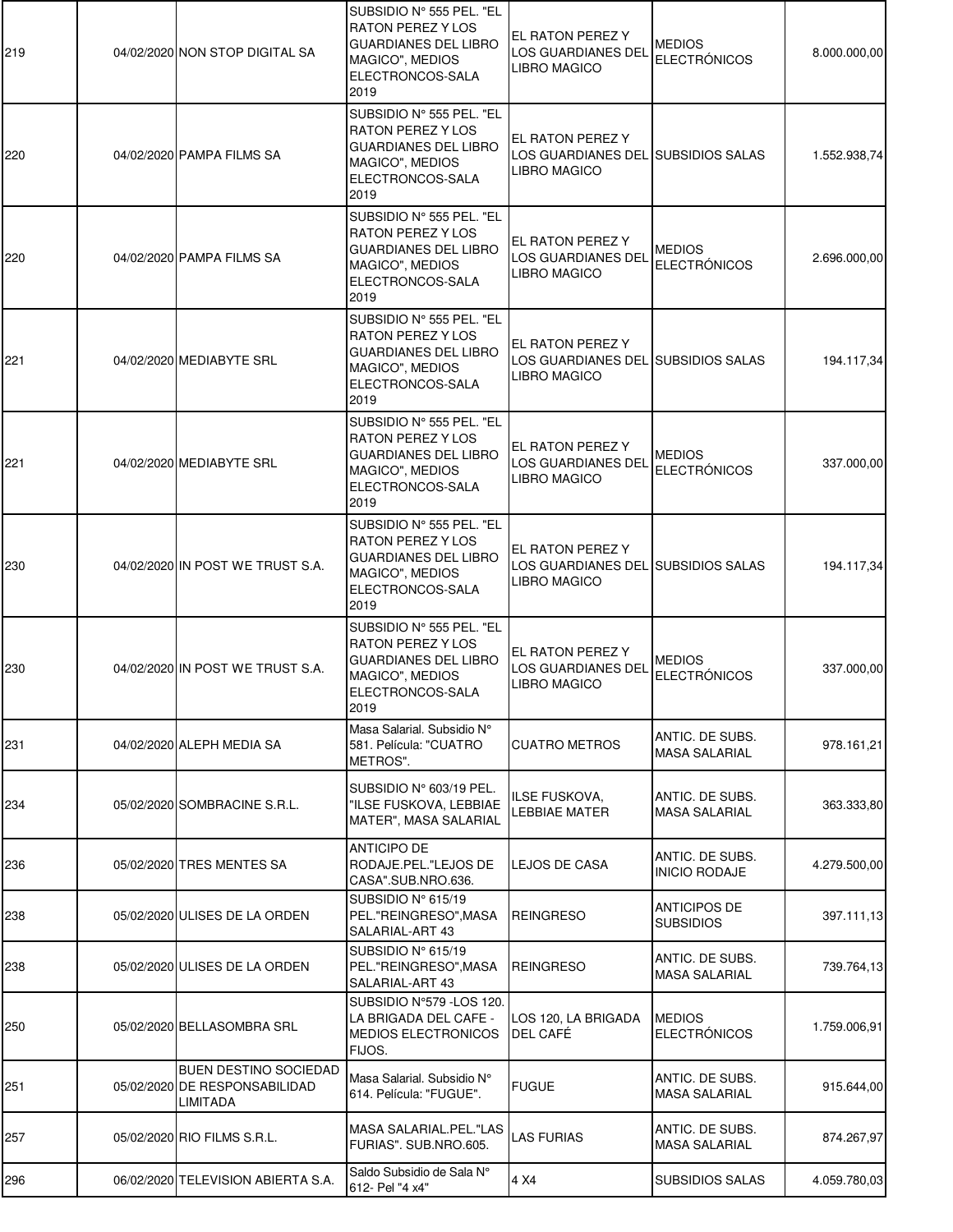| | | | | | | |
|---|---|---|---|---|---|---|
| 219 | 04/02/2020 | NON STOP DIGITAL SA | SUBSIDIO N° 555 PEL. "EL RATON PEREZ Y LOS GUARDIANES DEL LIBRO MAGICO", MEDIOS ELECTRONCOS-SALA 2019 | EL RATON PEREZ Y LOS GUARDIANES DEL LIBRO MAGICO | MEDIOS ELECTRÓNICOS | 8.000.000,00 |
| 220 | 04/02/2020 | PAMPA FILMS SA | SUBSIDIO N° 555 PEL. "EL RATON PEREZ Y LOS GUARDIANES DEL LIBRO MAGICO", MEDIOS ELECTRONCOS-SALA 2019 | EL RATON PEREZ Y LOS GUARDIANES DEL LIBRO MAGICO | SUBSIDIOS SALAS | 1.552.938,74 |
| 220 | 04/02/2020 | PAMPA FILMS SA | SUBSIDIO N° 555 PEL. "EL RATON PEREZ Y LOS GUARDIANES DEL LIBRO MAGICO", MEDIOS ELECTRONCOS-SALA 2019 | EL RATON PEREZ Y LOS GUARDIANES DEL LIBRO MAGICO | MEDIOS ELECTRÓNICOS | 2.696.000,00 |
| 221 | 04/02/2020 | MEDIABYTE SRL | SUBSIDIO N° 555 PEL. "EL RATON PEREZ Y LOS GUARDIANES DEL LIBRO MAGICO", MEDIOS ELECTRONCOS-SALA 2019 | EL RATON PEREZ Y LOS GUARDIANES DEL LIBRO MAGICO | SUBSIDIOS SALAS | 194.117,34 |
| 221 | 04/02/2020 | MEDIABYTE SRL | SUBSIDIO N° 555 PEL. "EL RATON PEREZ Y LOS GUARDIANES DEL LIBRO MAGICO", MEDIOS ELECTRONCOS-SALA 2019 | EL RATON PEREZ Y LOS GUARDIANES DEL LIBRO MAGICO | MEDIOS ELECTRÓNICOS | 337.000,00 |
| 230 | 04/02/2020 | IN POST WE TRUST S.A. | SUBSIDIO N° 555 PEL. "EL RATON PEREZ Y LOS GUARDIANES DEL LIBRO MAGICO", MEDIOS ELECTRONCOS-SALA 2019 | EL RATON PEREZ Y LOS GUARDIANES DEL LIBRO MAGICO | SUBSIDIOS SALAS | 194.117,34 |
| 230 | 04/02/2020 | IN POST WE TRUST S.A. | SUBSIDIO N° 555 PEL. "EL RATON PEREZ Y LOS GUARDIANES DEL LIBRO MAGICO", MEDIOS ELECTRONCOS-SALA 2019 | EL RATON PEREZ Y LOS GUARDIANES DEL LIBRO MAGICO | MEDIOS ELECTRÓNICOS | 337.000,00 |
| 231 | 04/02/2020 | ALEPH MEDIA SA | Masa Salarial. Subsidio N° 581. Película: "CUATRO METROS". | CUATRO METROS | ANTIC. DE SUBS. MASA SALARIAL | 978.161,21 |
| 234 | 05/02/2020 | SOMBRACINE S.R.L. | SUBSIDIO N° 603/19 PEL. "ILSE FUSKOVA, LEBBIAE MATER", MASA SALARIAL | ILSE FUSKOVA, LEBBIAE MATER | ANTIC. DE SUBS. MASA SALARIAL | 363.333,80 |
| 236 | 05/02/2020 | TRES MENTES SA | ANTICIPO DE RODAJE.PEL."LEJOS DE CASA".SUB.NRO.636. | LEJOS DE CASA | ANTIC. DE SUBS. INICIO RODAJE | 4.279.500,00 |
| 238 | 05/02/2020 | ULISES DE LA ORDEN | SUBSIDIO N° 615/19 PEL."REINGRESO",MASA SALARIAL-ART 43 | REINGRESO | ANTICIPOS DE SUBSIDIOS | 397.111,13 |
| 238 | 05/02/2020 | ULISES DE LA ORDEN | SUBSIDIO N° 615/19 PEL."REINGRESO",MASA SALARIAL-ART 43 | REINGRESO | ANTIC. DE SUBS. MASA SALARIAL | 739.764,13 |
| 250 | 05/02/2020 | BELLASOMBRA SRL | SUBSIDIO N°579 -LOS 120. LA BRIGADA DEL CAFE - MEDIOS ELECTRONICOS FIJOS. | LOS 120, LA BRIGADA DEL CAFÉ | MEDIOS ELECTRÓNICOS | 1.759.006,91 |
| 251 | 05/02/2020 | BUEN DESTINO SOCIEDAD DE RESPONSABILIDAD LIMITADA | Masa Salarial. Subsidio N° 614. Película: "FUGUE". | FUGUE | ANTIC. DE SUBS. MASA SALARIAL | 915.644,00 |
| 257 | 05/02/2020 | RIO FILMS S.R.L. | MASA SALARIAL.PEL."LAS FURIAS". SUB.NRO.605. | LAS FURIAS | ANTIC. DE SUBS. MASA SALARIAL | 874.267,97 |
| 296 | 06/02/2020 | TELEVISION ABIERTA S.A. | Saldo Subsidio de Sala N° 612- Pel "4 x4" | 4 X4 | SUBSIDIOS SALAS | 4.059.780,03 |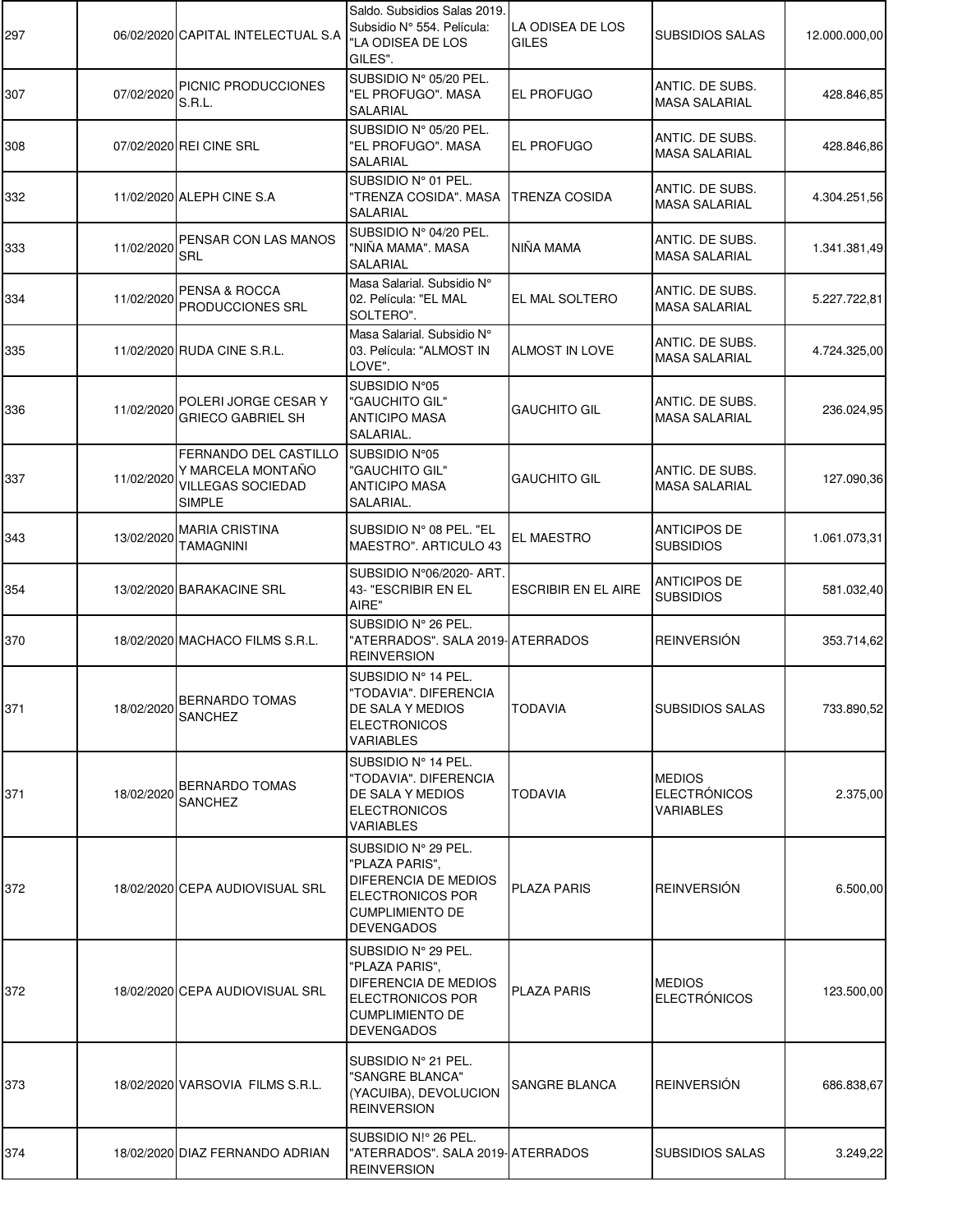| | | | | | | |
|---|---|---|---|---|---|---|
| 297 | 06/02/2020 | CAPITAL INTELECTUAL S.A | Saldo. Subsidios Salas 2019. Subsidio N° 554. Película: "LA ODISEA DE LOS GILES". | LA ODISEA DE LOS GILES | SUBSIDIOS SALAS | 12.000.000,00 |
| 307 | 07/02/2020 | PICNIC PRODUCCIONES S.R.L. | SUBSIDIO N° 05/20 PEL. "EL PROFUGO". MASA SALARIAL | EL PROFUGO | ANTIC. DE SUBS. MASA SALARIAL | 428.846,85 |
| 308 | 07/02/2020 | REI CINE SRL | SUBSIDIO N° 05/20 PEL. "EL PROFUGO". MASA SALARIAL | EL PROFUGO | ANTIC. DE SUBS. MASA SALARIAL | 428.846,86 |
| 332 | 11/02/2020 | ALEPH CINE S.A | SUBSIDIO N° 01 PEL. "TRENZA COSIDA". MASA SALARIAL | TRENZA COSIDA | ANTIC. DE SUBS. MASA SALARIAL | 4.304.251,56 |
| 333 | 11/02/2020 | PENSAR CON LAS MANOS SRL | SUBSIDIO N° 04/20 PEL. "NIÑA MAMA". MASA SALARIAL | NIÑA MAMA | ANTIC. DE SUBS. MASA SALARIAL | 1.341.381,49 |
| 334 | 11/02/2020 | PENSA & ROCCA PRODUCCIONES SRL | Masa Salarial. Subsidio N° 02. Película: "EL MAL SOLTERO". | EL MAL SOLTERO | ANTIC. DE SUBS. MASA SALARIAL | 5.227.722,81 |
| 335 | 11/02/2020 | RUDA CINE S.R.L. | Masa Salarial. Subsidio N° 03. Película: "ALMOST IN LOVE". | ALMOST IN LOVE | ANTIC. DE SUBS. MASA SALARIAL | 4.724.325,00 |
| 336 | 11/02/2020 | POLERI JORGE CESAR Y GRIECO GABRIEL SH | SUBSIDIO N°05 "GAUCHITO GIL" ANTICIPO MASA SALARIAL. | GAUCHITO GIL | ANTIC. DE SUBS. MASA SALARIAL | 236.024,95 |
| 337 | 11/02/2020 | FERNANDO DEL CASTILLO Y MARCELA MONTAÑO VILLEGAS SOCIEDAD SIMPLE | SUBSIDIO N°05 "GAUCHITO GIL" ANTICIPO MASA SALARIAL. | GAUCHITO GIL | ANTIC. DE SUBS. MASA SALARIAL | 127.090,36 |
| 343 | 13/02/2020 | MARIA CRISTINA TAMAGNINI | SUBSIDIO N° 08 PEL. "EL MAESTRO". ARTICULO 43 | EL MAESTRO | ANTICIPOS DE SUBSIDIOS | 1.061.073,31 |
| 354 | 13/02/2020 | BARAKACINE SRL | SUBSIDIO N°06/2020- ART. 43- "ESCRIBIR EN EL AIRE" | ESCRIBIR EN EL AIRE | ANTICIPOS DE SUBSIDIOS | 581.032,40 |
| 370 | 18/02/2020 | MACHACO FILMS S.R.L. | SUBSIDIO N° 26 PEL. "ATERRADOS". SALA 2019-REINVERSION | ATERRADOS | REINVERSIÓN | 353.714,62 |
| 371 | 18/02/2020 | BERNARDO TOMAS SANCHEZ | SUBSIDIO N° 14 PEL. "TODAVIA". DIFERENCIA DE SALA Y MEDIOS ELECTRONICOS VARIABLES | TODAVIA | SUBSIDIOS SALAS | 733.890,52 |
| 371 | 18/02/2020 | BERNARDO TOMAS SANCHEZ | SUBSIDIO N° 14 PEL. "TODAVIA". DIFERENCIA DE SALA Y MEDIOS ELECTRONICOS VARIABLES | TODAVIA | MEDIOS ELECTRÓNICOS VARIABLES | 2.375,00 |
| 372 | 18/02/2020 | CEPA AUDIOVISUAL SRL | SUBSIDIO N° 29 PEL. "PLAZA PARIS", DIFERENCIA DE MEDIOS ELECTRONICOS POR CUMPLIMIENTO DE DEVENGADOS | PLAZA PARIS | REINVERSIÓN | 6.500,00 |
| 372 | 18/02/2020 | CEPA AUDIOVISUAL SRL | SUBSIDIO N° 29 PEL. "PLAZA PARIS", DIFERENCIA DE MEDIOS ELECTRONICOS POR CUMPLIMIENTO DE DEVENGADOS | PLAZA PARIS | MEDIOS ELECTRÓNICOS | 123.500,00 |
| 373 | 18/02/2020 | VARSOVIA FILMS S.R.L. | SUBSIDIO N° 21 PEL. "SANGRE BLANCA" (YACUIBA), DEVOLUCION REINVERSION | SANGRE BLANCA | REINVERSIÓN | 686.838,67 |
| 374 | 18/02/2020 | DIAZ FERNANDO ADRIAN | SUBSIDIO N!° 26 PEL. "ATERRADOS". SALA 2019-REINVERSION | ATERRADOS | SUBSIDIOS SALAS | 3.249,22 |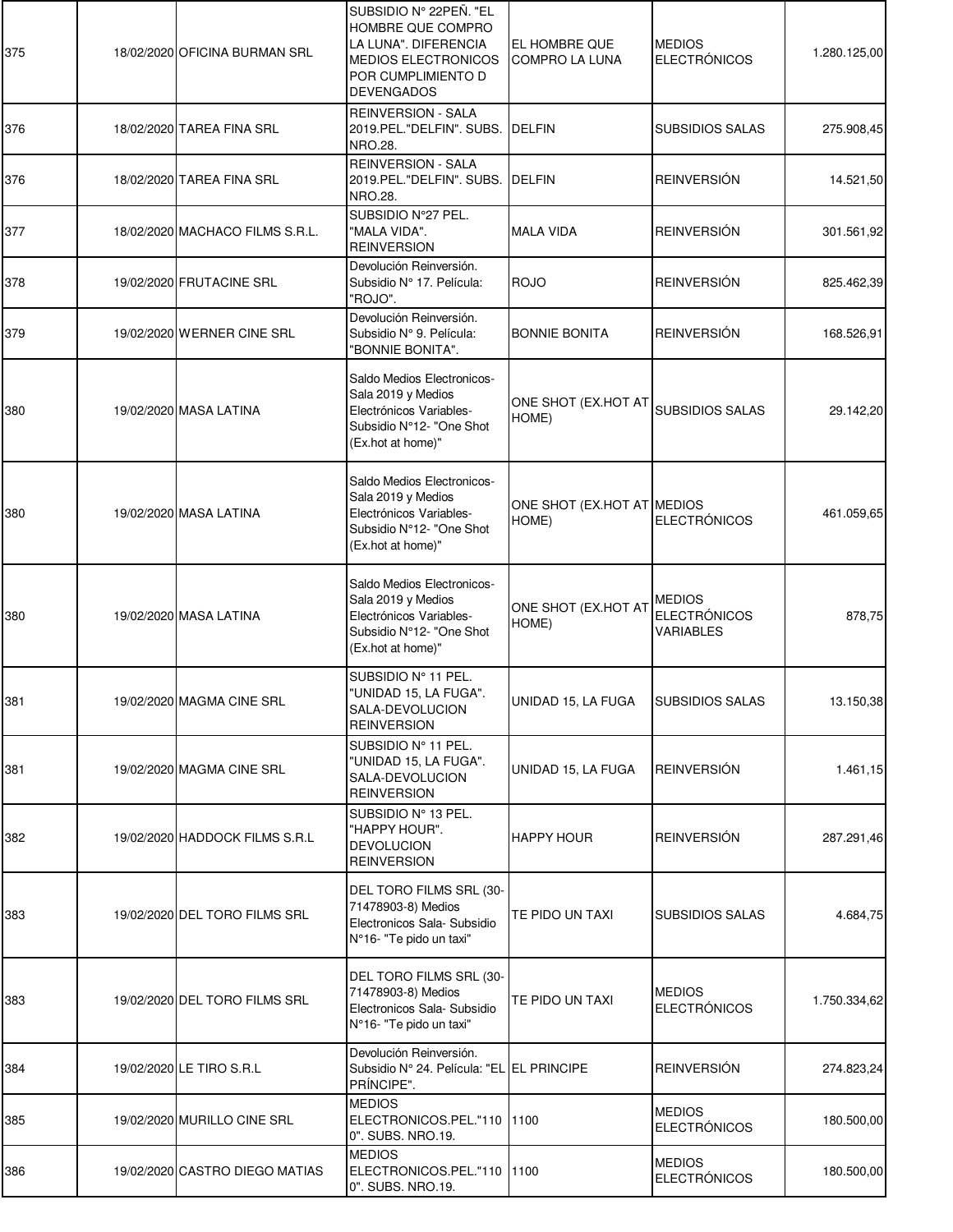| | | | | | | |
|---|---|---|---|---|---|---|
| 375 | 18/02/2020 | OFICINA BURMAN SRL | SUBSIDIO N° 22PEÑ. "EL HOMBRE QUE COMPRO LA LUNA". DIFERENCIA MEDIOS ELECTRONICOS POR CUMPLIMIENTO D DEVENGADOS | EL HOMBRE QUE COMPRO LA LUNA | MEDIOS ELECTRÓNICOS | 1.280.125,00 |
| 376 | 18/02/2020 | TAREA FINA SRL | REINVERSION - SALA 2019.PEL."DELFIN". SUBS. NRO.28. | DELFIN | SUBSIDIOS SALAS | 275.908,45 |
| 376 | 18/02/2020 | TAREA FINA SRL | REINVERSION - SALA 2019.PEL."DELFIN". SUBS. NRO.28. | DELFIN | REINVERSIÓN | 14.521,50 |
| 377 | 18/02/2020 | MACHACO FILMS S.R.L. | SUBSIDIO N°27 PEL. "MALA VIDA". REINVERSION | MALA VIDA | REINVERSIÓN | 301.561,92 |
| 378 | 19/02/2020 | FRUTACINE SRL | Devolución Reinversión. Subsidio N° 17. Película: "ROJO". | ROJO | REINVERSIÓN | 825.462,39 |
| 379 | 19/02/2020 | WERNER CINE SRL | Devolución Reinversión. Subsidio N° 9. Película: "BONNIE BONITA". | BONNIE BONITA | REINVERSIÓN | 168.526,91 |
| 380 | 19/02/2020 | MASA LATINA | Saldo Medios Electronicos-Sala 2019 y Medios Electrónicos Variables- Subsidio N°12- "One Shot (Ex.hot at home)" | ONE SHOT (EX.HOT AT HOME) | SUBSIDIOS SALAS | 29.142,20 |
| 380 | 19/02/2020 | MASA LATINA | Saldo Medios Electronicos-Sala 2019 y Medios Electrónicos Variables- Subsidio N°12- "One Shot (Ex.hot at home)" | ONE SHOT (EX.HOT AT HOME) | MEDIOS ELECTRÓNICOS | 461.059,65 |
| 380 | 19/02/2020 | MASA LATINA | Saldo Medios Electronicos-Sala 2019 y Medios Electrónicos Variables- Subsidio N°12- "One Shot (Ex.hot at home)" | ONE SHOT (EX.HOT AT HOME) | MEDIOS ELECTRÓNICOS VARIABLES | 878,75 |
| 381 | 19/02/2020 | MAGMA CINE SRL | SUBSIDIO N° 11 PEL. "UNIDAD 15, LA FUGA". SALA-DEVOLUCION REINVERSION | UNIDAD 15, LA FUGA | SUBSIDIOS SALAS | 13.150,38 |
| 381 | 19/02/2020 | MAGMA CINE SRL | SUBSIDIO N° 11 PEL. "UNIDAD 15, LA FUGA". SALA-DEVOLUCION REINVERSION | UNIDAD 15, LA FUGA | REINVERSIÓN | 1.461,15 |
| 382 | 19/02/2020 | HADDOCK FILMS S.R.L | SUBSIDIO N° 13 PEL. "HAPPY HOUR". DEVOLUCION REINVERSION | HAPPY HOUR | REINVERSIÓN | 287.291,46 |
| 383 | 19/02/2020 | DEL TORO FILMS SRL | DEL TORO FILMS SRL (30-71478903-8) Medios Electronicos Sala- Subsidio N°16- "Te pido un taxi" | TE PIDO UN TAXI | SUBSIDIOS SALAS | 4.684,75 |
| 383 | 19/02/2020 | DEL TORO FILMS SRL | DEL TORO FILMS SRL (30-71478903-8) Medios Electronicos Sala- Subsidio N°16- "Te pido un taxi" | TE PIDO UN TAXI | MEDIOS ELECTRÓNICOS | 1.750.334,62 |
| 384 | 19/02/2020 | LE TIRO S.R.L | Devolución Reinversión. Subsidio N° 24. Película: "EL PRÍNCIPE". | EL PRINCIPE | REINVERSIÓN | 274.823,24 |
| 385 | 19/02/2020 | MURILLO CINE SRL | MEDIOS ELECTRONICOS.PEL."1100". SUBS. NRO.19. | 1100 | MEDIOS ELECTRÓNICOS | 180.500,00 |
| 386 | 19/02/2020 | CASTRO DIEGO MATIAS | MEDIOS ELECTRONICOS.PEL."1100". SUBS. NRO.19. | 1100 | MEDIOS ELECTRÓNICOS | 180.500,00 |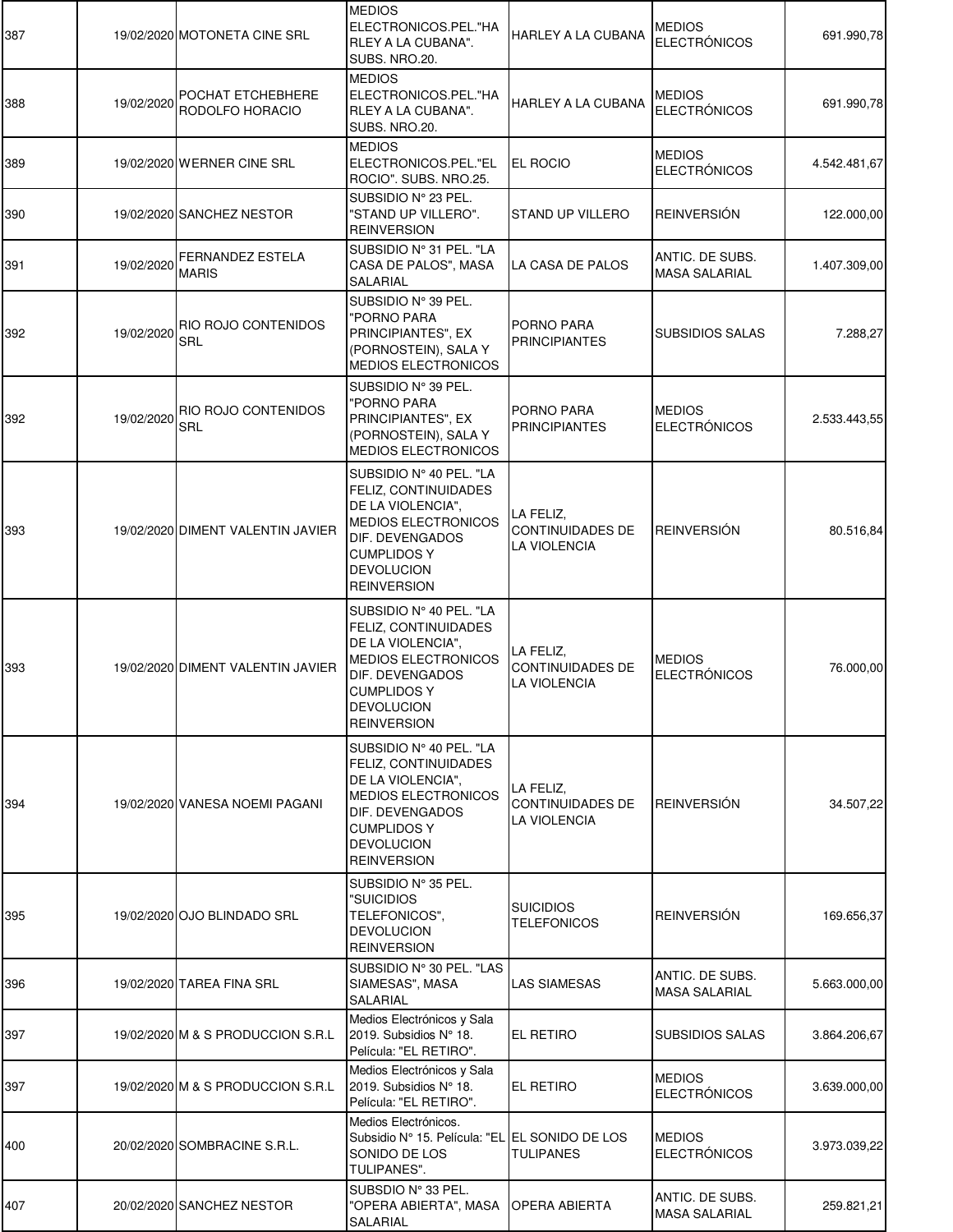| | | | | | | |
|---|---|---|---|---|---|---|
| 387 | 19/02/2020 | MOTONETA CINE SRL | MEDIOS ELECTRONICOS.PEL."HARLEY A LA CUBANA". SUBS. NRO.20. | HARLEY A LA CUBANA | MEDIOS ELECTRÓNICOS | 691.990,78 |
| 388 | 19/02/2020 | POCHAT ETCHEBHERE RODOLFO HORACIO | MEDIOS ELECTRONICOS.PEL."HARLEY A LA CUBANA". SUBS. NRO.20. | HARLEY A LA CUBANA | MEDIOS ELECTRÓNICOS | 691.990,78 |
| 389 | 19/02/2020 | WERNER CINE SRL | MEDIOS ELECTRONICOS.PEL."EL ROCIO". SUBS. NRO.25. | EL ROCIO | MEDIOS ELECTRÓNICOS | 4.542.481,67 |
| 390 | 19/02/2020 | SANCHEZ NESTOR | SUBSIDIO N° 23 PEL. "STAND UP VILLERO". REINVERSION | STAND UP VILLERO | REINVERSIÓN | 122.000,00 |
| 391 | 19/02/2020 | FERNANDEZ ESTELA MARIS | SUBSIDIO N° 31 PEL. "LA CASA DE PALOS", MASA SALARIAL | LA CASA DE PALOS | ANTIC. DE SUBS. MASA SALARIAL | 1.407.309,00 |
| 392 | 19/02/2020 | RIO ROJO CONTENIDOS SRL | SUBSIDIO N° 39 PEL. "PORNO PARA PRINCIPIANTES", EX (PORNOSTEIN), SALA Y MEDIOS ELECTRONICOS | PORNO PARA PRINCIPIANTES | SUBSIDIOS SALAS | 7.288,27 |
| 392 | 19/02/2020 | RIO ROJO CONTENIDOS SRL | SUBSIDIO N° 39 PEL. "PORNO PARA PRINCIPIANTES", EX (PORNOSTEIN), SALA Y MEDIOS ELECTRONICOS | PORNO PARA PRINCIPIANTES | MEDIOS ELECTRÓNICOS | 2.533.443,55 |
| 393 | 19/02/2020 | DIMENT VALENTIN JAVIER | SUBSIDIO N° 40 PEL. "LA FELIZ, CONTINUIDADES DE LA VIOLENCIA", MEDIOS ELECTRONICOS DIF. DEVENGADOS CUMPLIDOS Y DEVOLUCION REINVERSION | LA FELIZ, CONTINUIDADES DE LA VIOLENCIA | REINVERSIÓN | 80.516,84 |
| 393 | 19/02/2020 | DIMENT VALENTIN JAVIER | SUBSIDIO N° 40 PEL. "LA FELIZ, CONTINUIDADES DE LA VIOLENCIA", MEDIOS ELECTRONICOS DIF. DEVENGADOS CUMPLIDOS Y DEVOLUCION REINVERSION | LA FELIZ, CONTINUIDADES DE LA VIOLENCIA | MEDIOS ELECTRÓNICOS | 76.000,00 |
| 394 | 19/02/2020 | VANESA NOEMI PAGANI | SUBSIDIO N° 40 PEL. "LA FELIZ, CONTINUIDADES DE LA VIOLENCIA", MEDIOS ELECTRONICOS DIF. DEVENGADOS CUMPLIDOS Y DEVOLUCION REINVERSION | LA FELIZ, CONTINUIDADES DE LA VIOLENCIA | REINVERSIÓN | 34.507,22 |
| 395 | 19/02/2020 | OJO BLINDADO SRL | SUBSIDIO N° 35 PEL. "SUICIDIOS TELEFONICOS", DEVOLUCION REINVERSION | SUICIDIOS TELEFONICOS | REINVERSIÓN | 169.656,37 |
| 396 | 19/02/2020 | TAREA FINA SRL | SUBSIDIO N° 30 PEL. "LAS SIAMESAS", MASA SALARIAL | LAS SIAMESAS | ANTIC. DE SUBS. MASA SALARIAL | 5.663.000,00 |
| 397 | 19/02/2020 | M & S PRODUCCION S.R.L | Medios Electrónicos y Sala 2019. Subsidios N° 18. Película: "EL RETIRO". | EL RETIRO | SUBSIDIOS SALAS | 3.864.206,67 |
| 397 | 19/02/2020 | M & S PRODUCCION S.R.L | Medios Electrónicos y Sala 2019. Subsidios N° 18. Película: "EL RETIRO". | EL RETIRO | MEDIOS ELECTRÓNICOS | 3.639.000,00 |
| 400 | 20/02/2020 | SOMBRACINE S.R.L. | Medios Electrónicos. Subsidio N° 15. Película: "EL SONIDO DE LOS TULIPANES". | EL SONIDO DE LOS TULIPANES | MEDIOS ELECTRÓNICOS | 3.973.039,22 |
| 407 | 20/02/2020 | SANCHEZ NESTOR | SUBSDIO N° 33 PEL. "OPERA ABIERTA", MASA SALARIAL | OPERA ABIERTA | ANTIC. DE SUBS. MASA SALARIAL | 259.821,21 |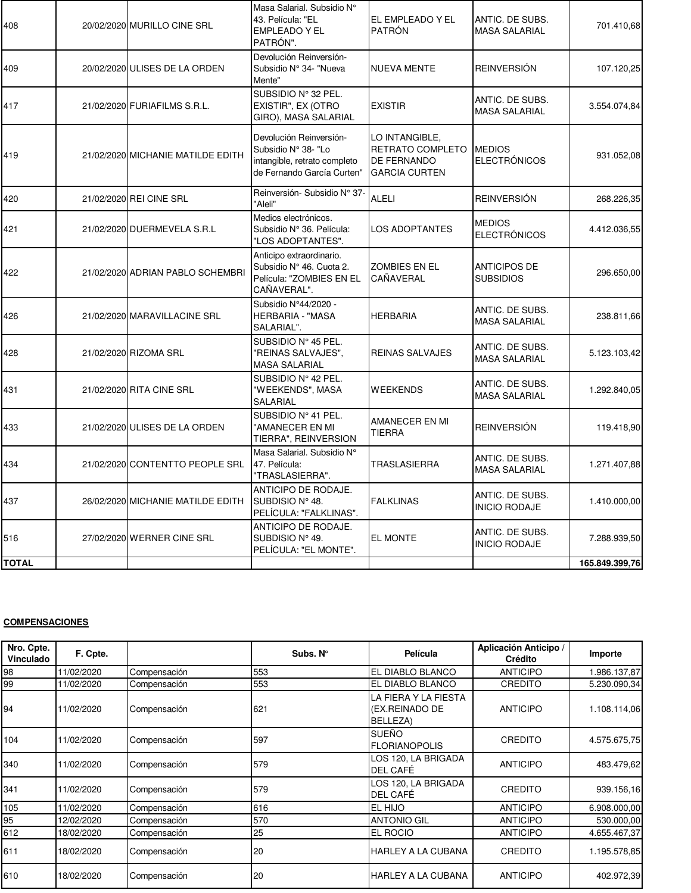| | | | | | | |
|---|---|---|---|---|---|---|
| 408 | 20/02/2020 | MURILLO CINE SRL | Masa Salarial. Subsidio N° 43. Película: "EL EMPLEADO Y EL PATRÓN". | EL EMPLEADO Y EL PATRÓN | ANTIC. DE SUBS. MASA SALARIAL | 701.410,68 |
| 409 | 20/02/2020 | ULISES DE LA ORDEN | Devolución Reinversión- Subsidio N° 34- "Nueva Mente" | NUEVA MENTE | REINVERSIÓN | 107.120,25 |
| 417 | 21/02/2020 | FURIAFILMS S.R.L. | SUBSIDIO N° 32 PEL. EXISTIR", EX (OTRO GIRO), MASA SALARIAL | EXISTIR | ANTIC. DE SUBS. MASA SALARIAL | 3.554.074,84 |
| 419 | 21/02/2020 | MICHANIE MATILDE EDITH | Devolución Reinversión- Subsidio N° 38- "Lo intangible, retrato completo de Fernando García Curten" | LO INTANGIBLE, RETRATO COMPLETO DE FERNANDO GARCIA CURTEN | MEDIOS ELECTRÓNICOS | 931.052,08 |
| 420 | 21/02/2020 | REI CINE SRL | Reinversión- Subsidio N° 37- "Aleli" | ALELI | REINVERSIÓN | 268.226,35 |
| 421 | 21/02/2020 | DUERMEVELA S.R.L | Medios electrónicos. Subsidio N° 36. Película: "LOS ADOPTANTES". | LOS ADOPTANTES | MEDIOS ELECTRÓNICOS | 4.412.036,55 |
| 422 | 21/02/2020 | ADRIAN PABLO SCHEMBRI | Anticipo extraordinario. Subsidio N° 46. Cuota 2. Película: "ZOMBIES EN EL CAÑAVERAL". | ZOMBIES EN EL CAÑAVERAL | ANTICIPOS DE SUBSIDIOS | 296.650,00 |
| 426 | 21/02/2020 | MARAVILLACINE SRL | Subsidio N°44/2020 - HERBARIA - "MASA SALARIAL". | HERBARIA | ANTIC. DE SUBS. MASA SALARIAL | 238.811,66 |
| 428 | 21/02/2020 | RIZOMA SRL | SUBSIDIO N° 45 PEL. "REINAS SALVAJES", MASA SALARIAL | REINAS SALVAJES | ANTIC. DE SUBS. MASA SALARIAL | 5.123.103,42 |
| 431 | 21/02/2020 | RITA CINE SRL | SUBSIDIO N° 42 PEL. "WEEKENDS", MASA SALARIAL | WEEKENDS | ANTIC. DE SUBS. MASA SALARIAL | 1.292.840,05 |
| 433 | 21/02/2020 | ULISES DE LA ORDEN | SUBSIDIO N° 41 PEL. "AMANECER EN MI TIERRA", REINVERSION | AMANECER EN MI TIERRA | REINVERSIÓN | 119.418,90 |
| 434 | 21/02/2020 | CONTENTTO PEOPLE SRL | Masa Salarial. Subsidio N° 47. Película: "TRASLASIERRA". | TRASLASIERRA | ANTIC. DE SUBS. MASA SALARIAL | 1.271.407,88 |
| 437 | 26/02/2020 | MICHANIE MATILDE EDITH | ANTICIPO DE RODAJE. SUBDISIO N° 48. PELÍCULA: "FALKLINAS". | FALKLINAS | ANTIC. DE SUBS. INICIO RODAJE | 1.410.000,00 |
| 516 | 27/02/2020 | WERNER CINE SRL | ANTICIPO DE RODAJE. SUBDISIO N° 49. PELÍCULA: "EL MONTE". | EL MONTE | ANTIC. DE SUBS. INICIO RODAJE | 7.288.939,50 |
| **TOTAL** | | | | | | **165.849.399,76** |

**COMPENSACIONES**

| Nro. Cpte. Vinculado | F. Cpte. | | Subs. N° | Película | Aplicación Anticipo / Crédito | Importe |
|---|---|---|---|---|---|---|
| 98 | 11/02/2020 | Compensación | 553 | EL DIABLO BLANCO | ANTICIPO | 1.986.137,87 |
| 99 | 11/02/2020 | Compensación | 553 | EL DIABLO BLANCO | CREDITO | 5.230.090,34 |
| 94 | 11/02/2020 | Compensación | 621 | LA FIERA Y LA FIESTA (EX.REINADO DE BELLEZA) | ANTICIPO | 1.108.114,06 |
| 104 | 11/02/2020 | Compensación | 597 | SUEÑO FLORIANOPOLIS | CREDITO | 4.575.675,75 |
| 340 | 11/02/2020 | Compensación | 579 | LOS 120, LA BRIGADA DEL CAFÉ | ANTICIPO | 483.479,62 |
| 341 | 11/02/2020 | Compensación | 579 | LOS 120, LA BRIGADA DEL CAFÉ | CREDITO | 939.156,16 |
| 105 | 11/02/2020 | Compensación | 616 | EL HIJO | ANTICIPO | 6.908.000,00 |
| 95 | 12/02/2020 | Compensación | 570 | ANTONIO GIL | ANTICIPO | 530.000,00 |
| 612 | 18/02/2020 | Compensación | 25 | EL ROCIO | ANTICIPO | 4.655.467,37 |
| 611 | 18/02/2020 | Compensación | 20 | HARLEY A LA CUBANA | CREDITO | 1.195.578,85 |
| 610 | 18/02/2020 | Compensación | 20 | HARLEY A LA CUBANA | ANTICIPO | 402.972,39 |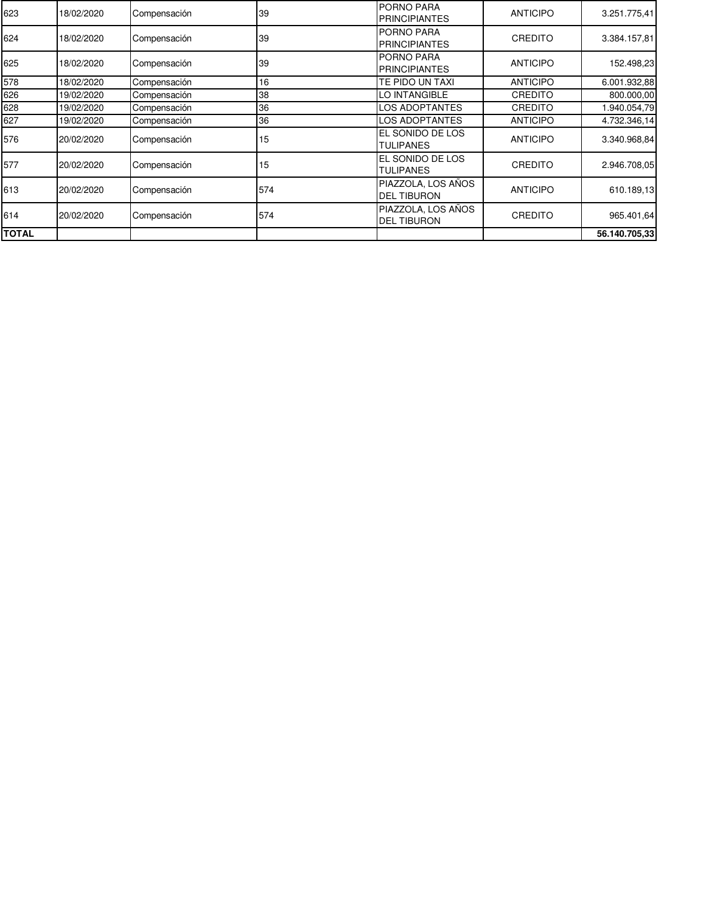| | | | | | | |
|---|---|---|---|---|---|---|
| 623 | 18/02/2020 | Compensación | 39 | PORNO PARA PRINCIPIANTES | ANTICIPO | 3.251.775,41 |
| 624 | 18/02/2020 | Compensación | 39 | PORNO PARA PRINCIPIANTES | CREDITO | 3.384.157,81 |
| 625 | 18/02/2020 | Compensación | 39 | PORNO PARA PRINCIPIANTES | ANTICIPO | 152.498,23 |
| 578 | 18/02/2020 | Compensación | 16 | TE PIDO UN TAXI | ANTICIPO | 6.001.932,88 |
| 626 | 19/02/2020 | Compensación | 38 | LO INTANGIBLE | CREDITO | 800.000,00 |
| 628 | 19/02/2020 | Compensación | 36 | LOS ADOPTANTES | CREDITO | 1.940.054,79 |
| 627 | 19/02/2020 | Compensación | 36 | LOS ADOPTANTES | ANTICIPO | 4.732.346,14 |
| 576 | 20/02/2020 | Compensación | 15 | EL SONIDO DE LOS TULIPANES | ANTICIPO | 3.340.968,84 |
| 577 | 20/02/2020 | Compensación | 15 | EL SONIDO DE LOS TULIPANES | CREDITO | 2.946.708,05 |
| 613 | 20/02/2020 | Compensación | 574 | PIAZZOLA, LOS AÑOS DEL TIBURON | ANTICIPO | 610.189,13 |
| 614 | 20/02/2020 | Compensación | 574 | PIAZZOLA, LOS AÑOS DEL TIBURON | CREDITO | 965.401,64 |
| **TOTAL** | | | | | | **56.140.705,33** |